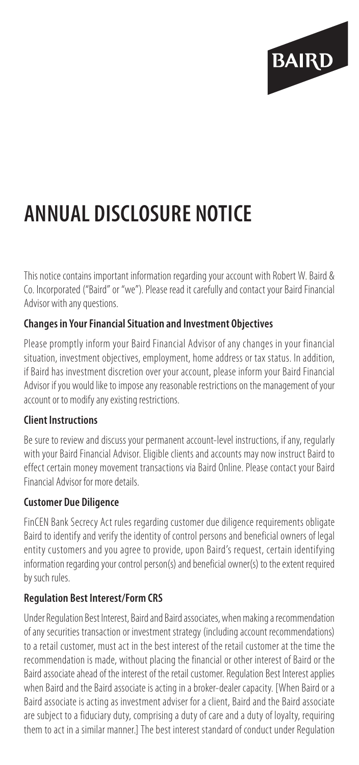BAIRD

# ANNUAL DISCLOSURE NOTICE

This notice contains important information regarding your account with Robert W. Baird & Co. Incorporated ("Baird" or "we"). Please read it carefully and contact your Baird Financial Advisor with any questions.

### Changes in Your Financial Situation and Investment Objectives

Please promptly inform your Baird Financial Advisor of any changes in your financial situation, investment objectives, employment, home address or tax status. In addition, if Baird has investment discretion over your account, please inform your Baird Financial Advisor if you would like to impose any reasonable restrictions on the management of your account or to modify any existing restrictions.

### Client Instructions

Be sure to review and discuss your permanent account-level instructions, if any, regularly with your Baird Financial Advisor. Eligible clients and accounts may now instruct Baird to effect certain money movement transactions via Baird Online. Please contact your Baird Financial Advisor for more details.

### Customer Due Diligence

FinCEN Bank Secrecy Act rules regarding customer due diligence requirements obligate Baird to identify and verify the identity of control persons and beneficial owners of legal entity customers and you agree to provide, upon Baird's request, certain identifying information regarding your control person(s) and beneficial owner(s) to the extent required by such rules.

### Regulation Best Interest/Form CRS

Under Regulation Best Interest, Baird and Baird associates, when making a recommendation of any securities transaction or investment strategy (including account recommendations) to a retail customer, must act in the best interest of the retail customer at the time the recommendation is made, without placing the financial or other interest of Baird or the Baird associate ahead of the interest of the retail customer. Regulation Best Interest applies when Baird and the Baird associate is acting in a broker-dealer capacity. [When Baird or a Baird associate is acting as investment adviser for a client, Baird and the Baird associate are subject to a fiduciary duty, comprising a duty of care and a duty of loyalty, requiring them to act in a similar manner.] The best interest standard of conduct under Regulation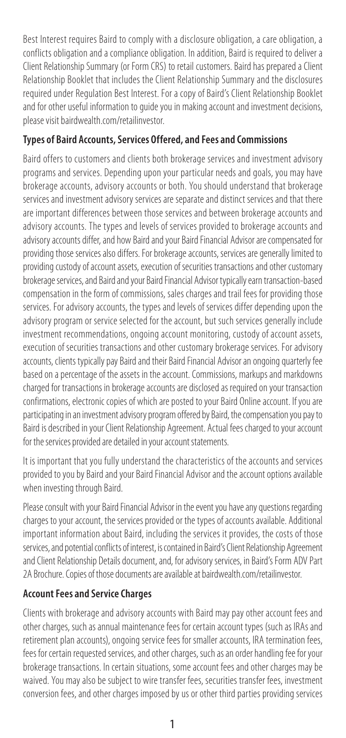Best Interest requires Baird to comply with a disclosure obligation, a care obligation, a conflicts obligation and a compliance obligation. In addition, Baird is required to deliver a Client Relationship Summary (or Form CRS) to retail customers. Baird has prepared a Client Relationship Booklet that includes the Client Relationship Summary and the disclosures required under Regulation Best Interest. For a copy of Baird's Client Relationship Booklet and for other useful information to guide you in making account and investment decisions, please visit bairdwealth.com/retailinvestor.

## Types of Baird Accounts, Services Offered, and Fees and Commissions

Baird offers to customers and clients both brokerage services and investment advisory programs and services. Depending upon your particular needs and goals, you may have brokerage accounts, advisory accounts or both. You should understand that brokerage services and investment advisory services are separate and distinct services and that there are important differences between those services and between brokerage accounts and advisory accounts. The types and levels of services provided to brokerage accounts and advisory accounts differ, and how Baird and your Baird Financial Advisor are compensated for providing those services also differs. For brokerage accounts, services are generally limited to providing custody of account assets, execution of securities transactions and other customary brokerage services, and Baird and your Baird Financial Advisor typically earn transaction-based compensation in the form of commissions, sales charges and trail fees for providing those services. For advisory accounts, the types and levels of services differ depending upon the advisory program or service selected for the account, but such services generally include investment recommendations, ongoing account monitoring, custody of account assets, execution of securities transactions and other customary brokerage services. For advisory accounts, clients typically pay Baird and their Baird Financial Advisor an ongoing quarterly fee based on a percentage of the assets in the account. Commissions, markups and markdowns charged for transactions in brokerage accounts are disclosed as required on your transaction confirmations, electronic copies of which are posted to your Baird Online account. If you are participating in an investment advisory program offered by Baird, the compensation you pay to Baird is described in your Client Relationship Agreement. Actual fees charged to your account for the services provided are detailed in your account statements.

It is important that you fully understand the characteristics of the accounts and services provided to you by Baird and your Baird Financial Advisor and the account options available when investing through Baird.

Please consult with your Baird Financial Advisor in the event you have any questions regarding charges to your account, the services provided or the types of accounts available. Additional important information about Baird, including the services it provides, the costs of those services, and potential conflicts of interest, is contained in Baird's Client Relationship Agreement and Client Relationship Details document, and, for advisory services, in Baird's Form ADV Part 2A Brochure. Copies of those documents are available at bairdwealth.com/retailinvestor.

## Account Fees and Service Charges

Clients with brokerage and advisory accounts with Baird may pay other account fees and other charges, such as annual maintenance fees for certain account types (such as IRAs and retirement plan accounts), ongoing service fees for smaller accounts, IRA termination fees, fees for certain requested services, and other charges, such as an order handling fee for your brokerage transactions. In certain situations, some account fees and other charges may be waived. You may also be subject to wire transfer fees, securities transfer fees, investment conversion fees, and other charges imposed by us or other third parties providing services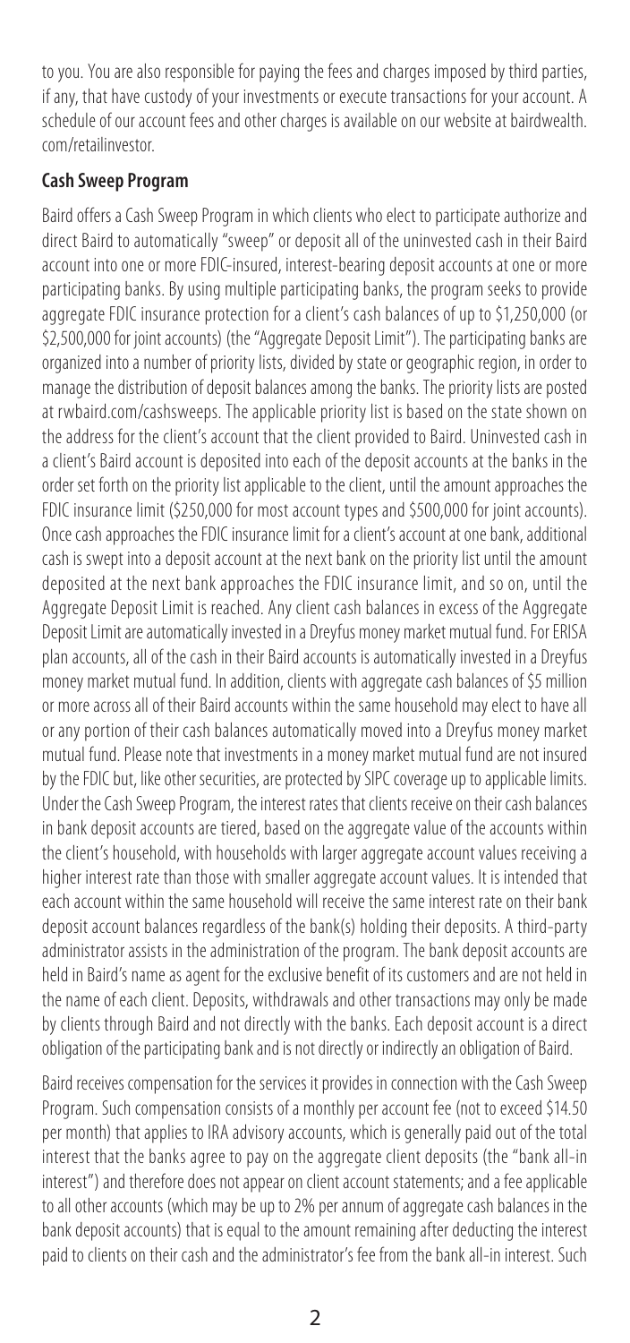to you. You are also responsible for paying the fees and charges imposed by third parties, if any, that have custody of your investments or execute transactions for your account. A schedule of our account fees and other charges is available on our website at bairdwealth.com/retailinvestor.

**Cash Sweep Program**

Baird offers a Cash Sweep Program in which clients who elect to participate authorize and direct Baird to automatically "sweep" or deposit all of the uninvested cash in their Baird account into one or more FDIC-insured, interest-bearing deposit accounts at one or more participating banks. By using multiple participating banks, the program seeks to provide aggregate FDIC insurance protection for a client's cash balances of up to $1,250,000 (or $2,500,000 for joint accounts) (the "Aggregate Deposit Limit"). The participating banks are organized into a number of priority lists, divided by state or geographic region, in order to manage the distribution of deposit balances among the banks. The priority lists are posted at rwbaird.com/cashsweeps. The applicable priority list is based on the state shown on the address for the client's account that the client provided to Baird. Uninvested cash in a client's Baird account is deposited into each of the deposit accounts at the banks in the order set forth on the priority list applicable to the client, until the amount approaches the FDIC insurance limit ($250,000 for most account types and $500,000 for joint accounts). Once cash approaches the FDIC insurance limit for a client's account at one bank, additional cash is swept into a deposit account at the next bank on the priority list until the amount deposited at the next bank approaches the FDIC insurance limit, and so on, until the Aggregate Deposit Limit is reached. Any client cash balances in excess of the Aggregate Deposit Limit are automatically invested in a Dreyfus money market mutual fund. For ERISA plan accounts, all of the cash in their Baird accounts is automatically invested in a Dreyfus money market mutual fund. In addition, clients with aggregate cash balances of $5 million or more across all of their Baird accounts within the same household may elect to have all or any portion of their cash balances automatically moved into a Dreyfus money market mutual fund. Please note that investments in a money market mutual fund are not insured by the FDIC but, like other securities, are protected by SIPC coverage up to applicable limits. Under the Cash Sweep Program, the interest rates that clients receive on their cash balances in bank deposit accounts are tiered, based on the aggregate value of the accounts within the client's household, with households with larger aggregate account values receiving a higher interest rate than those with smaller aggregate account values. It is intended that each account within the same household will receive the same interest rate on their bank deposit account balances regardless of the bank(s) holding their deposits. A third-party administrator assists in the administration of the program. The bank deposit accounts are held in Baird's name as agent for the exclusive benefit of its customers and are not held in the name of each client. Deposits, withdrawals and other transactions may only be made by clients through Baird and not directly with the banks. Each deposit account is a direct obligation of the participating bank and is not directly or indirectly an obligation of Baird.

Baird receives compensation for the services it provides in connection with the Cash Sweep Program. Such compensation consists of a monthly per account fee (not to exceed $14.50 per month) that applies to IRA advisory accounts, which is generally paid out of the total interest that the banks agree to pay on the aggregate client deposits (the "bank all-in interest") and therefore does not appear on client account statements; and a fee applicable to all other accounts (which may be up to 2% per annum of aggregate cash balances in the bank deposit accounts) that is equal to the amount remaining after deducting the interest paid to clients on their cash and the administrator's fee from the bank all-in interest. Such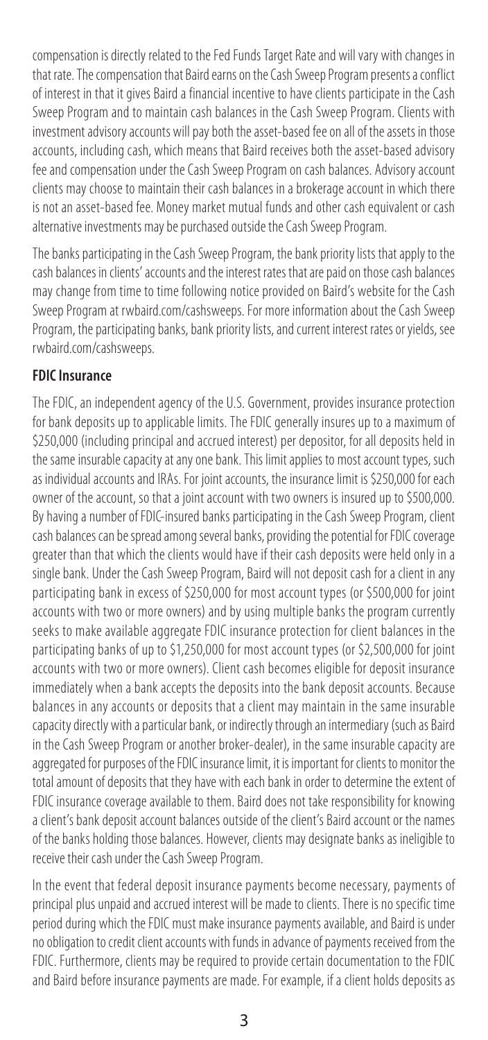compensation is directly related to the Fed Funds Target Rate and will vary with changes in that rate. The compensation that Baird earns on the Cash Sweep Program presents a conflict of interest in that it gives Baird a financial incentive to have clients participate in the Cash Sweep Program and to maintain cash balances in the Cash Sweep Program. Clients with investment advisory accounts will pay both the asset-based fee on all of the assets in those accounts, including cash, which means that Baird receives both the asset-based advisory fee and compensation under the Cash Sweep Program on cash balances. Advisory account clients may choose to maintain their cash balances in a brokerage account in which there is not an asset-based fee. Money market mutual funds and other cash equivalent or cash alternative investments may be purchased outside the Cash Sweep Program.

The banks participating in the Cash Sweep Program, the bank priority lists that apply to the cash balances in clients' accounts and the interest rates that are paid on those cash balances may change from time to time following notice provided on Baird's website for the Cash Sweep Program at rwbaird.com/cashsweeps. For more information about the Cash Sweep Program, the participating banks, bank priority lists, and current interest rates or yields, see rwbaird.com/cashsweeps.

**FDIC Insurance**

The FDIC, an independent agency of the U.S. Government, provides insurance protection for bank deposits up to applicable limits. The FDIC generally insures up to a maximum of \$250,000 (including principal and accrued interest) per depositor, for all deposits held in the same insurable capacity at any one bank. This limit applies to most account types, such as individual accounts and IRAs. For joint accounts, the insurance limit is \$250,000 for each owner of the account, so that a joint account with two owners is insured up to \$500,000. By having a number of FDIC-insured banks participating in the Cash Sweep Program, client cash balances can be spread among several banks, providing the potential for FDIC coverage greater than that which the clients would have if their cash deposits were held only in a single bank. Under the Cash Sweep Program, Baird will not deposit cash for a client in any participating bank in excess of \$250,000 for most account types (or \$500,000 for joint accounts with two or more owners) and by using multiple banks the program currently seeks to make available aggregate FDIC insurance protection for client balances in the participating banks of up to \$1,250,000 for most account types (or \$2,500,000 for joint accounts with two or more owners). Client cash becomes eligible for deposit insurance immediately when a bank accepts the deposits into the bank deposit accounts. Because balances in any accounts or deposits that a client may maintain in the same insurable capacity directly with a particular bank, or indirectly through an intermediary (such as Baird in the Cash Sweep Program or another broker-dealer), in the same insurable capacity are aggregated for purposes of the FDIC insurance limit, it is important for clients to monitor the total amount of deposits that they have with each bank in order to determine the extent of FDIC insurance coverage available to them. Baird does not take responsibility for knowing a client's bank deposit account balances outside of the client's Baird account or the names of the banks holding those balances. However, clients may designate banks as ineligible to receive their cash under the Cash Sweep Program.

In the event that federal deposit insurance payments become necessary, payments of principal plus unpaid and accrued interest will be made to clients. There is no specific time period during which the FDIC must make insurance payments available, and Baird is under no obligation to credit client accounts with funds in advance of payments received from the FDIC. Furthermore, clients may be required to provide certain documentation to the FDIC and Baird before insurance payments are made. For example, if a client holds deposits as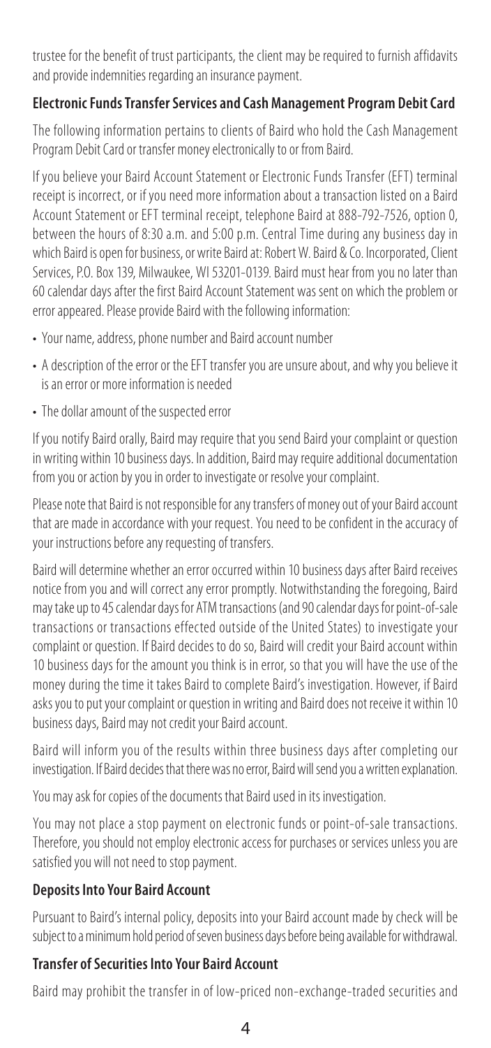trustee for the benefit of trust participants, the client may be required to furnish affidavits and provide indemnities regarding an insurance payment.

## Electronic Funds Transfer Services and Cash Management Program Debit Card

The following information pertains to clients of Baird who hold the Cash Management Program Debit Card or transfer money electronically to or from Baird.

If you believe your Baird Account Statement or Electronic Funds Transfer (EFT) terminal receipt is incorrect, or if you need more information about a transaction listed on a Baird Account Statement or EFT terminal receipt, telephone Baird at 888-792-7526, option 0, between the hours of 8:30 a.m. and 5:00 p.m. Central Time during any business day in which Baird is open for business, or write Baird at: Robert W. Baird & Co. Incorporated, Client Services, P.O. Box 139, Milwaukee, WI 53201-0139. Baird must hear from you no later than 60 calendar days after the first Baird Account Statement was sent on which the problem or error appeared. Please provide Baird with the following information:

- Your name, address, phone number and Baird account number
- A description of the error or the EFT transfer you are unsure about, and why you believe it is an error or more information is needed
- The dollar amount of the suspected error

If you notify Baird orally, Baird may require that you send Baird your complaint or question in writing within 10 business days. In addition, Baird may require additional documentation from you or action by you in order to investigate or resolve your complaint.

Please note that Baird is not responsible for any transfers of money out of your Baird account that are made in accordance with your request. You need to be confident in the accuracy of your instructions before any requesting of transfers.

Baird will determine whether an error occurred within 10 business days after Baird receives notice from you and will correct any error promptly. Notwithstanding the foregoing, Baird may take up to 45 calendar days for ATM transactions (and 90 calendar days for point-of-sale transactions or transactions effected outside of the United States) to investigate your complaint or question. If Baird decides to do so, Baird will credit your Baird account within 10 business days for the amount you think is in error, so that you will have the use of the money during the time it takes Baird to complete Baird's investigation. However, if Baird asks you to put your complaint or question in writing and Baird does not receive it within 10 business days, Baird may not credit your Baird account.

Baird will inform you of the results within three business days after completing our investigation. If Baird decides that there was no error, Baird will send you a written explanation.

You may ask for copies of the documents that Baird used in its investigation.

You may not place a stop payment on electronic funds or point-of-sale transactions. Therefore, you should not employ electronic access for purchases or services unless you are satisfied you will not need to stop payment.

## Deposits Into Your Baird Account

Pursuant to Baird's internal policy, deposits into your Baird account made by check will be subject to a minimum hold period of seven business days before being available for withdrawal.

## Transfer of Securities Into Your Baird Account

Baird may prohibit the transfer in of low-priced non-exchange-traded securities and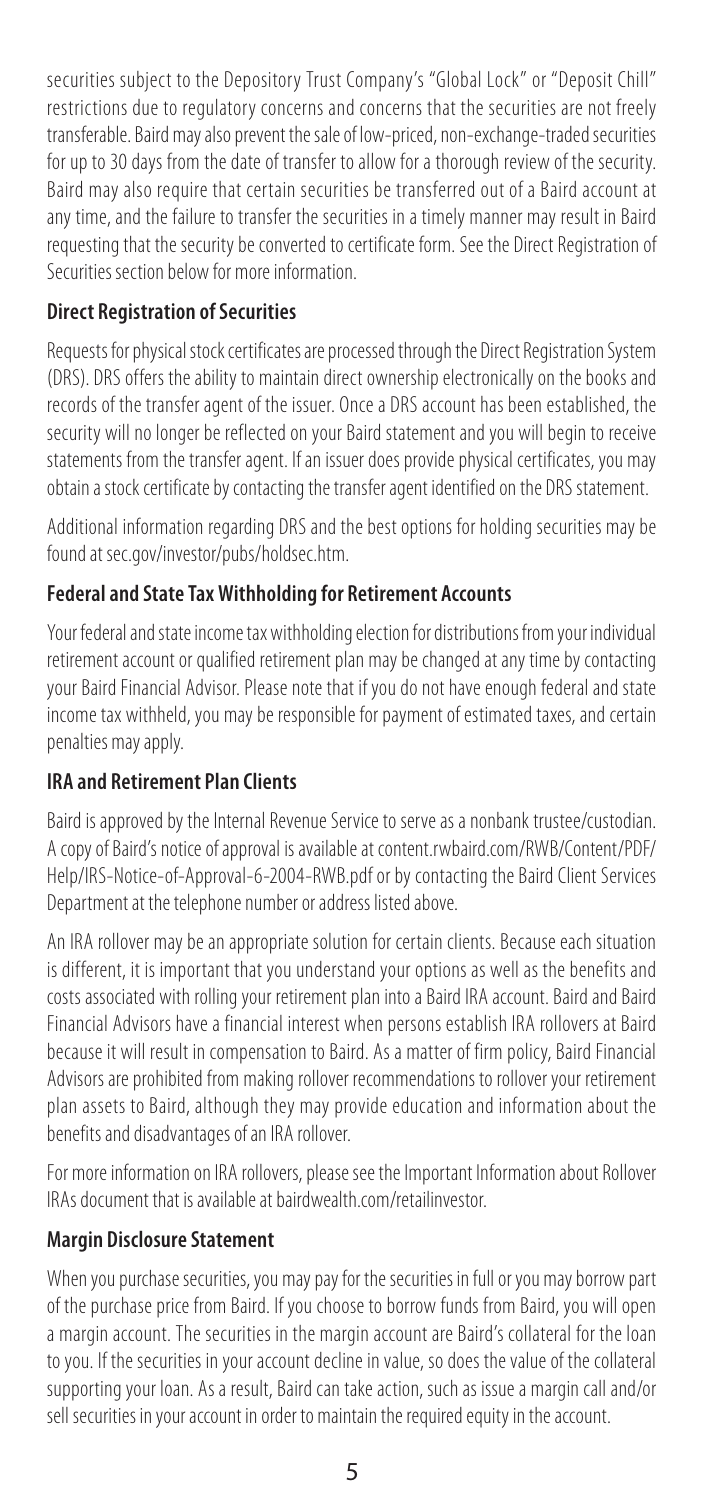securities subject to the Depository Trust Company's "Global Lock" or "Deposit Chill" restrictions due to regulatory concerns and concerns that the securities are not freely transferable. Baird may also prevent the sale of low-priced, non-exchange-traded securities for up to 30 days from the date of transfer to allow for a thorough review of the security. Baird may also require that certain securities be transferred out of a Baird account at any time, and the failure to transfer the securities in a timely manner may result in Baird requesting that the security be converted to certificate form. See the Direct Registration of Securities section below for more information.

**Direct Registration of Securities**

Requests for physical stock certificates are processed through the Direct Registration System (DRS). DRS offers the ability to maintain direct ownership electronically on the books and records of the transfer agent of the issuer. Once a DRS account has been established, the security will no longer be reflected on your Baird statement and you will begin to receive statements from the transfer agent. If an issuer does provide physical certificates, you may obtain a stock certificate by contacting the transfer agent identified on the DRS statement.

Additional information regarding DRS and the best options for holding securities may be found at sec.gov/investor/pubs/holdsec.htm.

**Federal and State Tax Withholding for Retirement Accounts**

Your federal and state income tax withholding election for distributions from your individual retirement account or qualified retirement plan may be changed at any time by contacting your Baird Financial Advisor. Please note that if you do not have enough federal and state income tax withheld, you may be responsible for payment of estimated taxes, and certain penalties may apply.

**IRA and Retirement Plan Clients**

Baird is approved by the Internal Revenue Service to serve as a nonbank trustee/custodian. A copy of Baird's notice of approval is available at content.rwbaird.com/RWB/Content/PDF/Help/IRS-Notice-of-Approval-6-2004-RWB.pdf or by contacting the Baird Client Services Department at the telephone number or address listed above.

An IRA rollover may be an appropriate solution for certain clients. Because each situation is different, it is important that you understand your options as well as the benefits and costs associated with rolling your retirement plan into a Baird IRA account. Baird and Baird Financial Advisors have a financial interest when persons establish IRA rollovers at Baird because it will result in compensation to Baird. As a matter of firm policy, Baird Financial Advisors are prohibited from making rollover recommendations to rollover your retirement plan assets to Baird, although they may provide education and information about the benefits and disadvantages of an IRA rollover.

For more information on IRA rollovers, please see the Important Information about Rollover IRAs document that is available at bairdwealth.com/retailinvestor.

**Margin Disclosure Statement**

When you purchase securities, you may pay for the securities in full or you may borrow part of the purchase price from Baird. If you choose to borrow funds from Baird, you will open a margin account. The securities in the margin account are Baird's collateral for the loan to you. If the securities in your account decline in value, so does the value of the collateral supporting your loan. As a result, Baird can take action, such as issue a margin call and/or sell securities in your account in order to maintain the required equity in the account.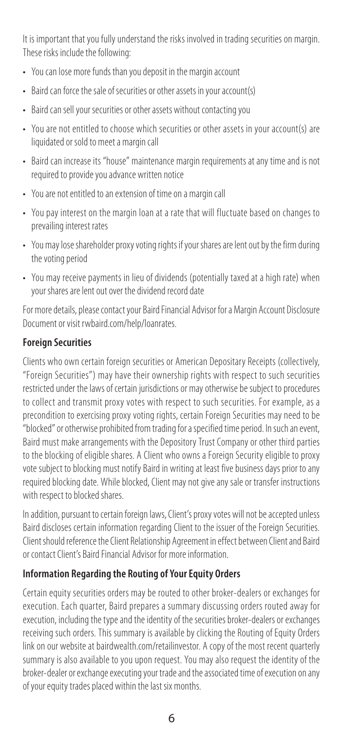It is important that you fully understand the risks involved in trading securities on margin. These risks include the following:

- You can lose more funds than you deposit in the margin account
- Baird can force the sale of securities or other assets in your account(s)
- Baird can sell your securities or other assets without contacting you
- You are not entitled to choose which securities or other assets in your account(s) are liquidated or sold to meet a margin call
- Baird can increase its "house" maintenance margin requirements at any time and is not required to provide you advance written notice
- You are not entitled to an extension of time on a margin call
- You pay interest on the margin loan at a rate that will fluctuate based on changes to prevailing interest rates
- You may lose shareholder proxy voting rights if your shares are lent out by the firm during the voting period
- You may receive payments in lieu of dividends (potentially taxed at a high rate) when your shares are lent out over the dividend record date

For more details, please contact your Baird Financial Advisor for a Margin Account Disclosure Document or visit rwbaird.com/help/loanrates.

### Foreign Securities

Clients who own certain foreign securities or American Depositary Receipts (collectively, "Foreign Securities") may have their ownership rights with respect to such securities restricted under the laws of certain jurisdictions or may otherwise be subject to procedures to collect and transmit proxy votes with respect to such securities. For example, as a precondition to exercising proxy voting rights, certain Foreign Securities may need to be "blocked" or otherwise prohibited from trading for a specified time period. In such an event, Baird must make arrangements with the Depository Trust Company or other third parties to the blocking of eligible shares. A Client who owns a Foreign Security eligible to proxy vote subject to blocking must notify Baird in writing at least five business days prior to any required blocking date. While blocked, Client may not give any sale or transfer instructions with respect to blocked shares.

In addition, pursuant to certain foreign laws, Client's proxy votes will not be accepted unless Baird discloses certain information regarding Client to the issuer of the Foreign Securities. Client should reference the Client Relationship Agreement in effect between Client and Baird or contact Client's Baird Financial Advisor for more information.

### Information Regarding the Routing of Your Equity Orders

Certain equity securities orders may be routed to other broker-dealers or exchanges for execution. Each quarter, Baird prepares a summary discussing orders routed away for execution, including the type and the identity of the securities broker-dealers or exchanges receiving such orders. This summary is available by clicking the Routing of Equity Orders link on our website at bairdwealth.com/retailinvestor. A copy of the most recent quarterly summary is also available to you upon request. You may also request the identity of the broker-dealer or exchange executing your trade and the associated time of execution on any of your equity trades placed within the last six months.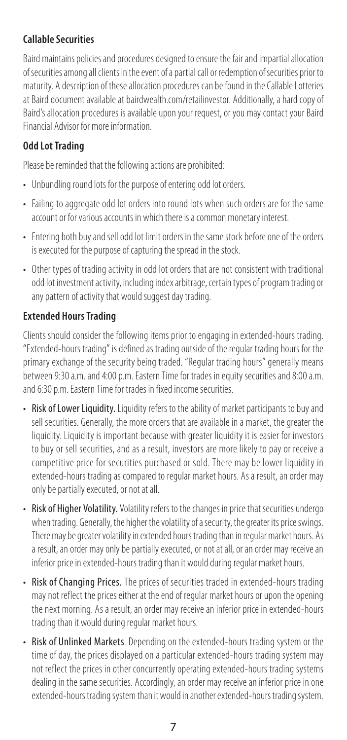## Callable Securities

Baird maintains policies and procedures designed to ensure the fair and impartial allocation of securities among all clients in the event of a partial call or redemption of securities prior to maturity. A description of these allocation procedures can be found in the Callable Lotteries at Baird document available at bairdwealth.com/retailinvestor. Additionally, a hard copy of Baird's allocation procedures is available upon your request, or you may contact your Baird Financial Advisor for more information.

## Odd Lot Trading

Please be reminded that the following actions are prohibited:

- Unbundling round lots for the purpose of entering odd lot orders.
- Failing to aggregate odd lot orders into round lots when such orders are for the same account or for various accounts in which there is a common monetary interest.
- Entering both buy and sell odd lot limit orders in the same stock before one of the orders is executed for the purpose of capturing the spread in the stock.
- Other types of trading activity in odd lot orders that are not consistent with traditional odd lot investment activity, including index arbitrage, certain types of program trading or any pattern of activity that would suggest day trading.

## Extended Hours Trading

Clients should consider the following items prior to engaging in extended-hours trading. "Extended-hours trading" is defined as trading outside of the regular trading hours for the primary exchange of the security being traded. "Regular trading hours" generally means between 9:30 a.m. and 4:00 p.m. Eastern Time for trades in equity securities and 8:00 a.m. and 6:30 p.m. Eastern Time for trades in fixed income securities.

- **Risk of Lower Liquidity.** Liquidity refers to the ability of market participants to buy and sell securities. Generally, the more orders that are available in a market, the greater the liquidity. Liquidity is important because with greater liquidity it is easier for investors to buy or sell securities, and as a result, investors are more likely to pay or receive a competitive price for securities purchased or sold. There may be lower liquidity in extended-hours trading as compared to regular market hours. As a result, an order may only be partially executed, or not at all.
- **Risk of Higher Volatility.** Volatility refers to the changes in price that securities undergo when trading. Generally, the higher the volatility of a security, the greater its price swings. There may be greater volatility in extended hours trading than in regular market hours. As a result, an order may only be partially executed, or not at all, or an order may receive an inferior price in extended-hours trading than it would during regular market hours.
- **Risk of Changing Prices.** The prices of securities traded in extended-hours trading may not reflect the prices either at the end of regular market hours or upon the opening the next morning. As a result, an order may receive an inferior price in extended-hours trading than it would during regular market hours.
- **Risk of Unlinked Markets**. Depending on the extended-hours trading system or the time of day, the prices displayed on a particular extended-hours trading system may not reflect the prices in other concurrently operating extended-hours trading systems dealing in the same securities. Accordingly, an order may receive an inferior price in one extended-hours trading system than it would in another extended-hours trading system.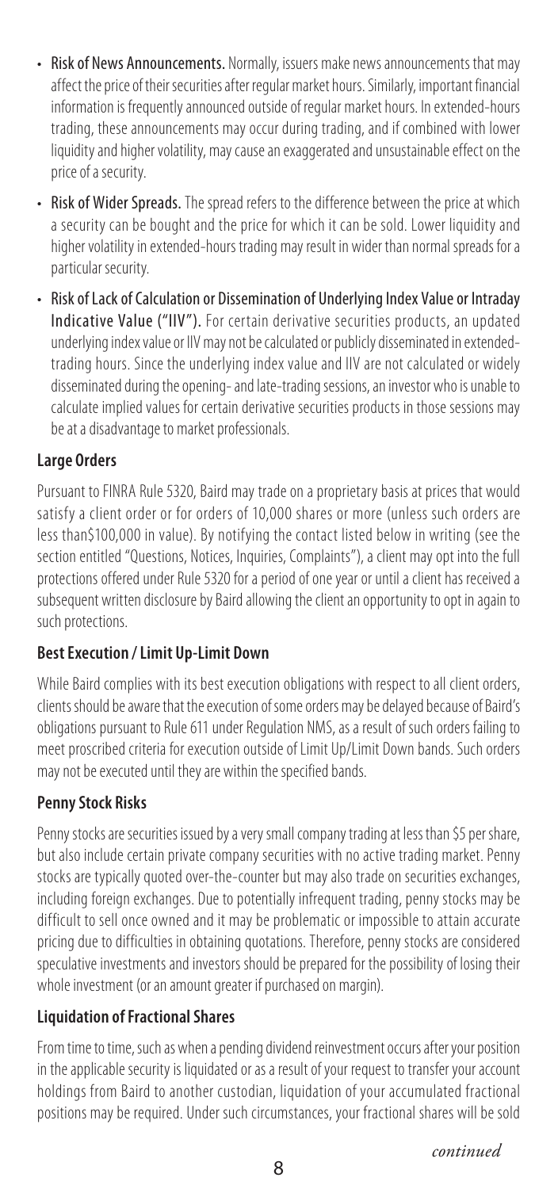- **Risk of News Announcements.** Normally, issuers make news announcements that may affect the price of their securities after regular market hours. Similarly, important financial information is frequently announced outside of regular market hours. In extended-hours trading, these announcements may occur during trading, and if combined with lower liquidity and higher volatility, may cause an exaggerated and unsustainable effect on the price of a security.
- **Risk of Wider Spreads.** The spread refers to the difference between the price at which a security can be bought and the price for which it can be sold. Lower liquidity and higher volatility in extended-hours trading may result in wider than normal spreads for a particular security.
- **Risk of Lack of Calculation or Dissemination of Underlying Index Value or Intraday Indicative Value ("IIV").** For certain derivative securities products, an updated underlying index value or IIV may not be calculated or publicly disseminated in extended-trading hours. Since the underlying index value and IIV are not calculated or widely disseminated during the opening- and late-trading sessions, an investor who is unable to calculate implied values for certain derivative securities products in those sessions may be at a disadvantage to market professionals.

### Large Orders

Pursuant to FINRA Rule 5320, Baird may trade on a proprietary basis at prices that would satisfy a client order or for orders of 10,000 shares or more (unless such orders are less than$100,000 in value). By notifying the contact listed below in writing (see the section entitled "Questions, Notices, Inquiries, Complaints"), a client may opt into the full protections offered under Rule 5320 for a period of one year or until a client has received a subsequent written disclosure by Baird allowing the client an opportunity to opt in again to such protections.

### Best Execution / Limit Up-Limit Down

While Baird complies with its best execution obligations with respect to all client orders, clients should be aware that the execution of some orders may be delayed because of Baird's obligations pursuant to Rule 611 under Regulation NMS, as a result of such orders failing to meet proscribed criteria for execution outside of Limit Up/Limit Down bands. Such orders may not be executed until they are within the specified bands.

### Penny Stock Risks

Penny stocks are securities issued by a very small company trading at less than $5 per share, but also include certain private company securities with no active trading market. Penny stocks are typically quoted over-the-counter but may also trade on securities exchanges, including foreign exchanges. Due to potentially infrequent trading, penny stocks may be difficult to sell once owned and it may be problematic or impossible to attain accurate pricing due to difficulties in obtaining quotations. Therefore, penny stocks are considered speculative investments and investors should be prepared for the possibility of losing their whole investment (or an amount greater if purchased on margin).

### Liquidation of Fractional Shares

From time to time, such as when a pending dividend reinvestment occurs after your position in the applicable security is liquidated or as a result of your request to transfer your account holdings from Baird to another custodian, liquidation of your accumulated fractional positions may be required. Under such circumstances, your fractional shares will be sold

*continued*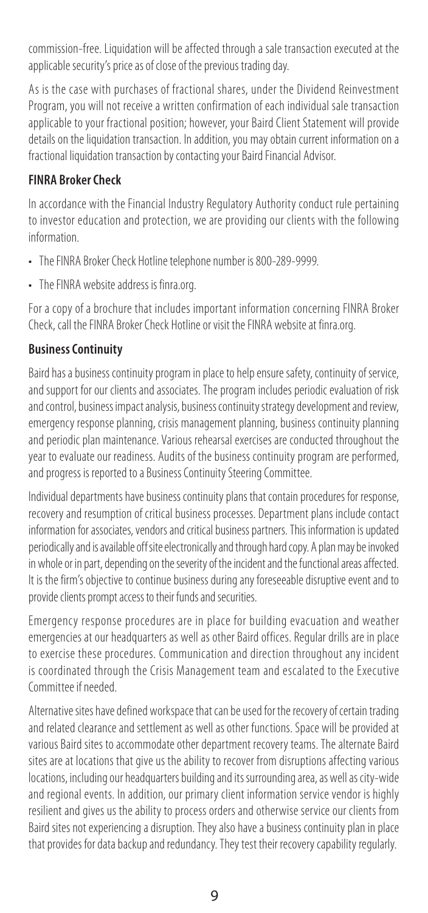commission-free. Liquidation will be affected through a sale transaction executed at the applicable security's price as of close of the previous trading day.

As is the case with purchases of fractional shares, under the Dividend Reinvestment Program, you will not receive a written confirmation of each individual sale transaction applicable to your fractional position; however, your Baird Client Statement will provide details on the liquidation transaction. In addition, you may obtain current information on a fractional liquidation transaction by contacting your Baird Financial Advisor.

## FINRA Broker Check

In accordance with the Financial Industry Regulatory Authority conduct rule pertaining to investor education and protection, we are providing our clients with the following information.

- The FINRA Broker Check Hotline telephone number is 800-289-9999.
- The FINRA website address is finra.org.

For a copy of a brochure that includes important information concerning FINRA Broker Check, call the FINRA Broker Check Hotline or visit the FINRA website at finra.org.

## Business Continuity

Baird has a business continuity program in place to help ensure safety, continuity of service, and support for our clients and associates. The program includes periodic evaluation of risk and control, business impact analysis, business continuity strategy development and review, emergency response planning, crisis management planning, business continuity planning and periodic plan maintenance. Various rehearsal exercises are conducted throughout the year to evaluate our readiness. Audits of the business continuity program are performed, and progress is reported to a Business Continuity Steering Committee.

Individual departments have business continuity plans that contain procedures for response, recovery and resumption of critical business processes. Department plans include contact information for associates, vendors and critical business partners. This information is updated periodically and is available off site electronically and through hard copy. A plan may be invoked in whole or in part, depending on the severity of the incident and the functional areas affected. It is the firm's objective to continue business during any foreseeable disruptive event and to provide clients prompt access to their funds and securities.

Emergency response procedures are in place for building evacuation and weather emergencies at our headquarters as well as other Baird offices. Regular drills are in place to exercise these procedures. Communication and direction throughout any incident is coordinated through the Crisis Management team and escalated to the Executive Committee if needed.

Alternative sites have defined workspace that can be used for the recovery of certain trading and related clearance and settlement as well as other functions. Space will be provided at various Baird sites to accommodate other department recovery teams. The alternate Baird sites are at locations that give us the ability to recover from disruptions affecting various locations, including our headquarters building and its surrounding area, as well as city-wide and regional events. In addition, our primary client information service vendor is highly resilient and gives us the ability to process orders and otherwise service our clients from Baird sites not experiencing a disruption. They also have a business continuity plan in place that provides for data backup and redundancy. They test their recovery capability regularly.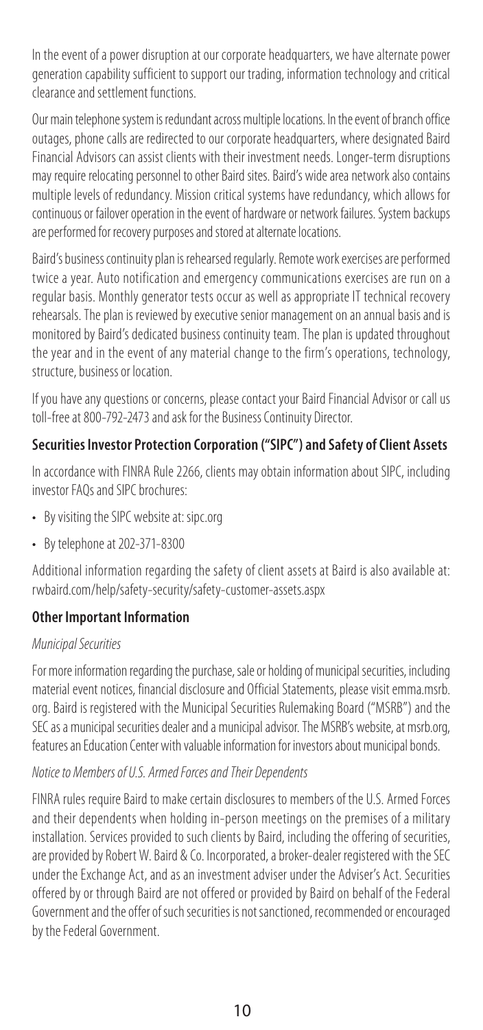In the event of a power disruption at our corporate headquarters, we have alternate power generation capability sufficient to support our trading, information technology and critical clearance and settlement functions.

Our main telephone system is redundant across multiple locations. In the event of branch office outages, phone calls are redirected to our corporate headquarters, where designated Baird Financial Advisors can assist clients with their investment needs. Longer-term disruptions may require relocating personnel to other Baird sites. Baird's wide area network also contains multiple levels of redundancy. Mission critical systems have redundancy, which allows for continuous or failover operation in the event of hardware or network failures. System backups are performed for recovery purposes and stored at alternate locations.

Baird's business continuity plan is rehearsed regularly. Remote work exercises are performed twice a year. Auto notification and emergency communications exercises are run on a regular basis. Monthly generator tests occur as well as appropriate IT technical recovery rehearsals. The plan is reviewed by executive senior management on an annual basis and is monitored by Baird's dedicated business continuity team. The plan is updated throughout the year and in the event of any material change to the firm's operations, technology, structure, business or location.

If you have any questions or concerns, please contact your Baird Financial Advisor or call us toll-free at 800-792-2473 and ask for the Business Continuity Director.

## Securities Investor Protection Corporation ("SIPC") and Safety of Client Assets

In accordance with FINRA Rule 2266, clients may obtain information about SIPC, including investor FAQs and SIPC brochures:

- By visiting the SIPC website at: sipc.org
- By telephone at 202-371-8300

Additional information regarding the safety of client assets at Baird is also available at: rwbaird.com/help/safety-security/safety-customer-assets.aspx

## Other Important Information

*Municipal Securities*

For more information regarding the purchase, sale or holding of municipal securities, including material event notices, financial disclosure and Official Statements, please visit emma.msrb.org. Baird is registered with the Municipal Securities Rulemaking Board ("MSRB") and the SEC as a municipal securities dealer and a municipal advisor. The MSRB's website, at msrb.org, features an Education Center with valuable information for investors about municipal bonds.

*Notice to Members of U.S. Armed Forces and Their Dependents*

FINRA rules require Baird to make certain disclosures to members of the U.S. Armed Forces and their dependents when holding in-person meetings on the premises of a military installation. Services provided to such clients by Baird, including the offering of securities, are provided by Robert W. Baird & Co. Incorporated, a broker-dealer registered with the SEC under the Exchange Act, and as an investment adviser under the Adviser's Act. Securities offered by or through Baird are not offered or provided by Baird on behalf of the Federal Government and the offer of such securities is not sanctioned, recommended or encouraged by the Federal Government.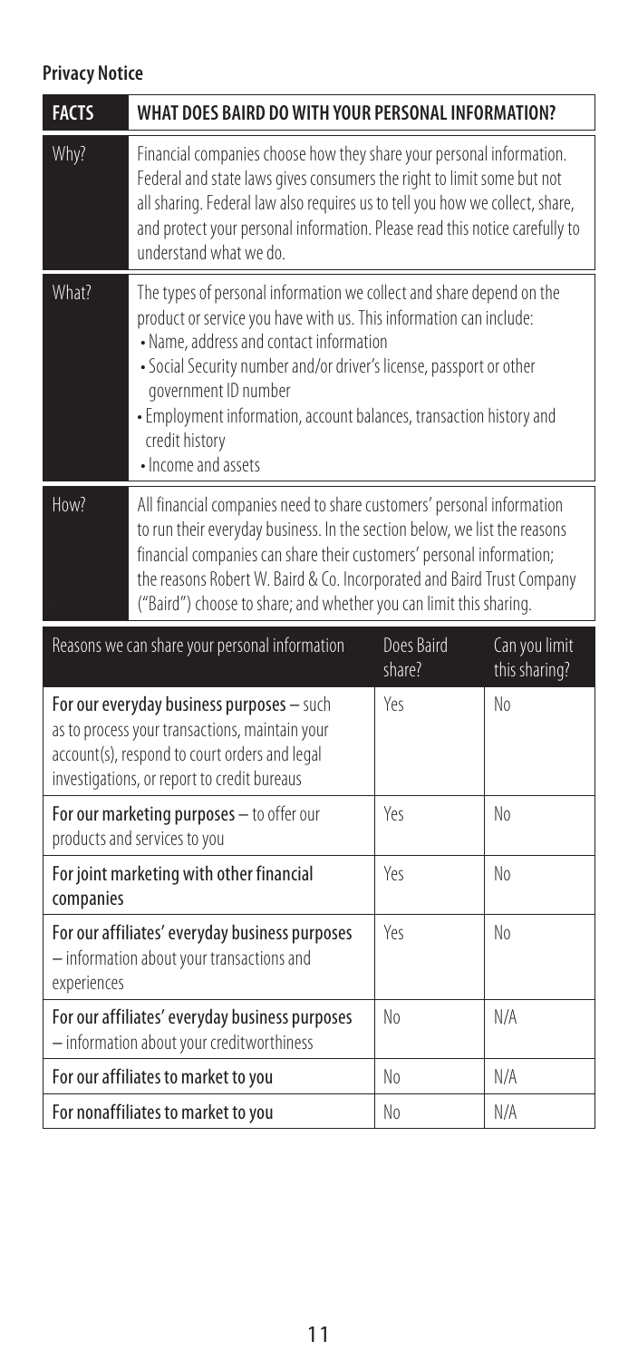## Privacy Notice

| FACTS | WHAT DOES BAIRD DO WITH YOUR PERSONAL INFORMATION? |
|---|---|
| Why? | Financial companies choose how they share your personal information. Federal and state laws gives consumers the right to limit some but not all sharing. Federal law also requires us to tell you how we collect, share, and protect your personal information. Please read this notice carefully to understand what we do. |
| What? | The types of personal information we collect and share depend on the product or service you have with us. This information can include:<br>• Name, address and contact information<br>• Social Security number and/or driver's license, passport or other government ID number<br>• Employment information, account balances, transaction history and credit history<br>• Income and assets |
| How? | All financial companies need to share customers' personal information to run their everyday business. In the section below, we list the reasons financial companies can share their customers' personal information; the reasons Robert W. Baird & Co. Incorporated and Baird Trust Company ("Baird") choose to share; and whether you can limit this sharing. |

| Reasons we can share your personal information | Does Baird share? | Can you limit this sharing? |
|---|---|---|
| **For our everyday business purposes** – such as to process your transactions, maintain your account(s), respond to court orders and legal investigations, or report to credit bureaus | Yes | No |
| **For our marketing purposes** – to offer our products and services to you | Yes | No |
| **For joint marketing with other financial companies** | Yes | No |
| **For our affiliates' everyday business purposes** – information about your transactions and experiences | Yes | No |
| **For our affiliates' everyday business purposes** – information about your creditworthiness | No | N/A |
| **For our affiliates to market to you** | No | N/A |
| **For nonaffiliates to market to you** | No | N/A |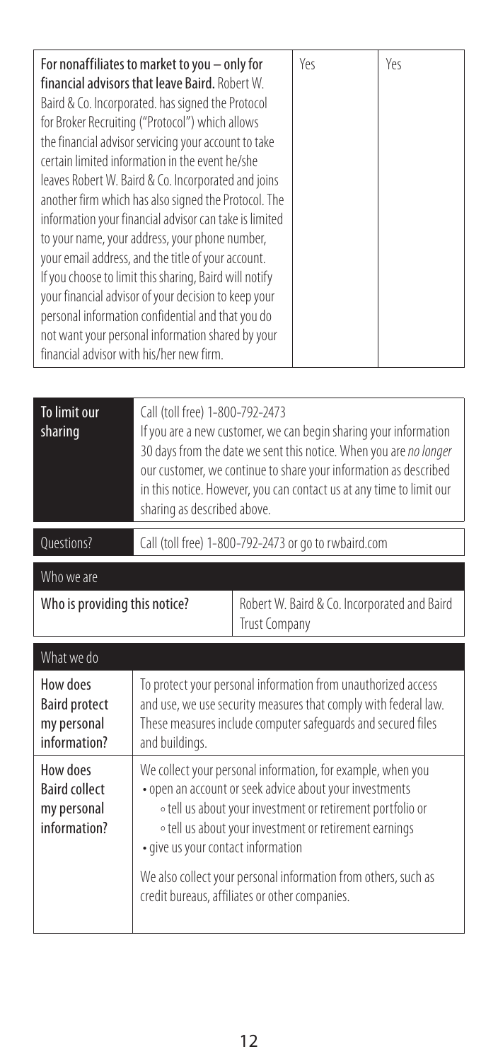| | | |
|---|---|---|
| **For nonaffiliates to market to you – only for financial advisors that leave Baird.** Robert W. Baird & Co. Incorporated. has signed the Protocol for Broker Recruiting ("Protocol") which allows the financial advisor servicing your account to take certain limited information in the event he/she leaves Robert W. Baird & Co. Incorporated and joins another firm which has also signed the Protocol. The information your financial advisor can take is limited to your name, your address, your phone number, your email address, and the title of your account. If you choose to limit this sharing, Baird will notify your financial advisor of your decision to keep your personal information confidential and that you do not want your personal information shared by your financial advisor with his/her new firm. | Yes | Yes |

| | |
|---|---|
| **To limit our sharing** | Call (toll free) 1-800-792-2473<br>If you are a new customer, we can begin sharing your information 30 days from the date we sent this notice. When you are *no longer* our customer, we continue to share your information as described in this notice. However, you can contact us at any time to limit our sharing as described above. |
| Questions? | Call (toll free) 1-800-792-2473 or go to rwbaird.com |

| Who we are | |
|---|---|
| **Who is providing this notice?** | Robert W. Baird & Co. Incorporated and Baird Trust Company |

| What we do | |
|---|---|
| **How does Baird protect my personal information?** | To protect your personal information from unauthorized access and use, we use security measures that comply with federal law. These measures include computer safeguards and secured files and buildings. |
| **How does Baird collect my personal information?** | We collect your personal information, for example, when you<br>• open an account or seek advice about your investments<br>◦ tell us about your investment or retirement portfolio or<br>◦ tell us about your investment or retirement earnings<br>• give us your contact information<br><br>We also collect your personal information from others, such as credit bureaus, affiliates or other companies. |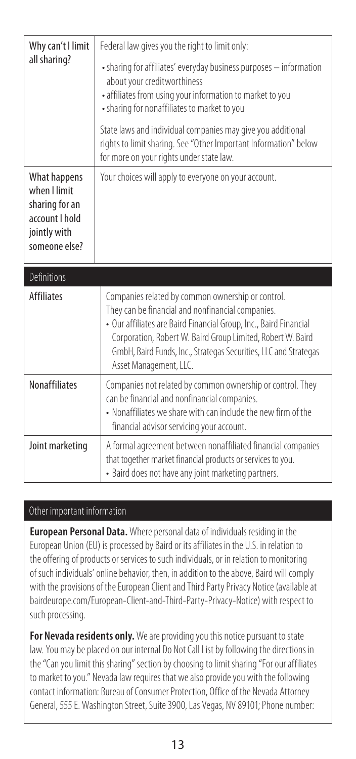| | |
|---|---|
| Why can't I limit all sharing? | Federal law gives you the right to limit only:<br>• sharing for affiliates' everyday business purposes – information about your creditworthiness<br>• affiliates from using your information to market to you<br>• sharing for nonaffiliates to market to you<br><br>State laws and individual companies may give you additional rights to limit sharing. See "Other Important Information" below for more on your rights under state law. |
| What happens when I limit sharing for an account I hold jointly with someone else? | Your choices will apply to everyone on your account. |

| Definitions | |
|---|---|
| Affiliates | Companies related by common ownership or control. They can be financial and nonfinancial companies.<br>• Our affiliates are Baird Financial Group, Inc., Baird Financial Corporation, Robert W. Baird Group Limited, Robert W. Baird GmbH, Baird Funds, Inc., Strategas Securities, LLC and Strategas Asset Management, LLC. |
| Nonaffiliates | Companies not related by common ownership or control. They can be financial and nonfinancial companies.<br>• Nonaffiliates we share with can include the new firm of the financial advisor servicing your account. |
| Joint marketing | A formal agreement between nonaffiliated financial companies that together market financial products or services to you.<br>• Baird does not have any joint marketing partners. |

## Other important information

**European Personal Data.** Where personal data of individuals residing in the European Union (EU) is processed by Baird or its affiliates in the U.S. in relation to the offering of products or services to such individuals, or in relation to monitoring of such individuals' online behavior, then, in addition to the above, Baird will comply with the provisions of the European Client and Third Party Privacy Notice (available at bairdeurope.com/European-Client-and-Third-Party-Privacy-Notice) with respect to such processing.

**For Nevada residents only.** We are providing you this notice pursuant to state law. You may be placed on our internal Do Not Call List by following the directions in the "Can you limit this sharing" section by choosing to limit sharing "For our affiliates to market to you." Nevada law requires that we also provide you with the following contact information: Bureau of Consumer Protection, Office of the Nevada Attorney General, 555 E. Washington Street, Suite 3900, Las Vegas, NV 89101; Phone number: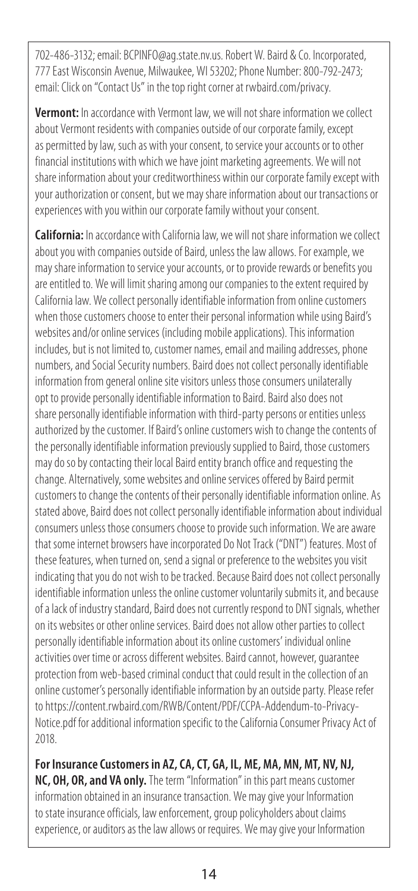702-486-3132; email: BCPINFO@ag.state.nv.us. Robert W. Baird & Co. Incorporated, 777 East Wisconsin Avenue, Milwaukee, WI 53202; Phone Number: 800-792-2473; email: Click on "Contact Us" in the top right corner at rwbaird.com/privacy.

**Vermont:** In accordance with Vermont law, we will not share information we collect about Vermont residents with companies outside of our corporate family, except as permitted by law, such as with your consent, to service your accounts or to other financial institutions with which we have joint marketing agreements. We will not share information about your creditworthiness within our corporate family except with your authorization or consent, but we may share information about our transactions or experiences with you within our corporate family without your consent.

**California:** In accordance with California law, we will not share information we collect about you with companies outside of Baird, unless the law allows. For example, we may share information to service your accounts, or to provide rewards or benefits you are entitled to. We will limit sharing among our companies to the extent required by California law. We collect personally identifiable information from online customers when those customers choose to enter their personal information while using Baird's websites and/or online services (including mobile applications). This information includes, but is not limited to, customer names, email and mailing addresses, phone numbers, and Social Security numbers. Baird does not collect personally identifiable information from general online site visitors unless those consumers unilaterally opt to provide personally identifiable information to Baird. Baird also does not share personally identifiable information with third-party persons or entities unless authorized by the customer. If Baird's online customers wish to change the contents of the personally identifiable information previously supplied to Baird, those customers may do so by contacting their local Baird entity branch office and requesting the change. Alternatively, some websites and online services offered by Baird permit customers to change the contents of their personally identifiable information online. As stated above, Baird does not collect personally identifiable information about individual consumers unless those consumers choose to provide such information. We are aware that some internet browsers have incorporated Do Not Track ("DNT") features. Most of these features, when turned on, send a signal or preference to the websites you visit indicating that you do not wish to be tracked. Because Baird does not collect personally identifiable information unless the online customer voluntarily submits it, and because of a lack of industry standard, Baird does not currently respond to DNT signals, whether on its websites or other online services. Baird does not allow other parties to collect personally identifiable information about its online customers' individual online activities over time or across different websites. Baird cannot, however, guarantee protection from web-based criminal conduct that could result in the collection of an online customer's personally identifiable information by an outside party. Please refer to https://content.rwbaird.com/RWB/Content/PDF/CCPA-Addendum-to-Privacy-Notice.pdf for additional information specific to the California Consumer Privacy Act of 2018.

**For Insurance Customers in AZ, CA, CT, GA, IL, ME, MA, MN, MT, NV, NJ, NC, OH, OR, and VA only.** The term "Information" in this part means customer information obtained in an insurance transaction. We may give your Information to state insurance officials, law enforcement, group policyholders about claims experience, or auditors as the law allows or requires. We may give your Information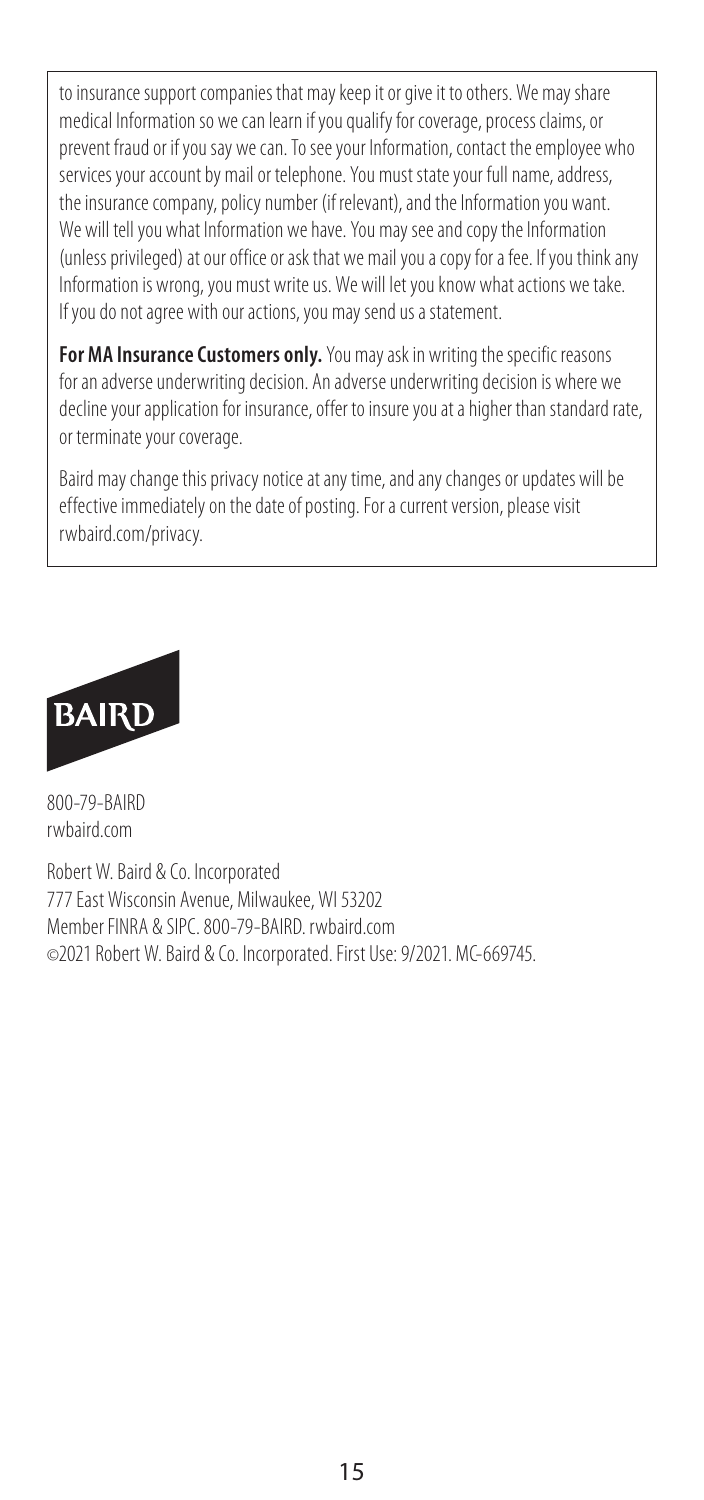to insurance support companies that may keep it or give it to others. We may share medical Information so we can learn if you qualify for coverage, process claims, or prevent fraud or if you say we can. To see your Information, contact the employee who services your account by mail or telephone. You must state your full name, address, the insurance company, policy number (if relevant), and the Information you want. We will tell you what Information we have. You may see and copy the Information (unless privileged) at our office or ask that we mail you a copy for a fee. If you think any Information is wrong, you must write us. We will let you know what actions we take. If you do not agree with our actions, you may send us a statement.

**For MA Insurance Customers only.** You may ask in writing the specific reasons for an adverse underwriting decision. An adverse underwriting decision is where we decline your application for insurance, offer to insure you at a higher than standard rate, or terminate your coverage.

Baird may change this privacy notice at any time, and any changes or updates will be effective immediately on the date of posting. For a current version, please visit rwbaird.com/privacy.

BAIRD

800-79-BAIRD
rwbaird.com

Robert W. Baird & Co. Incorporated
777 East Wisconsin Avenue, Milwaukee, WI 53202
Member FINRA & SIPC. 800-79-BAIRD. rwbaird.com
©2021 Robert W. Baird & Co. Incorporated. First Use: 9/2021. MC-669745.